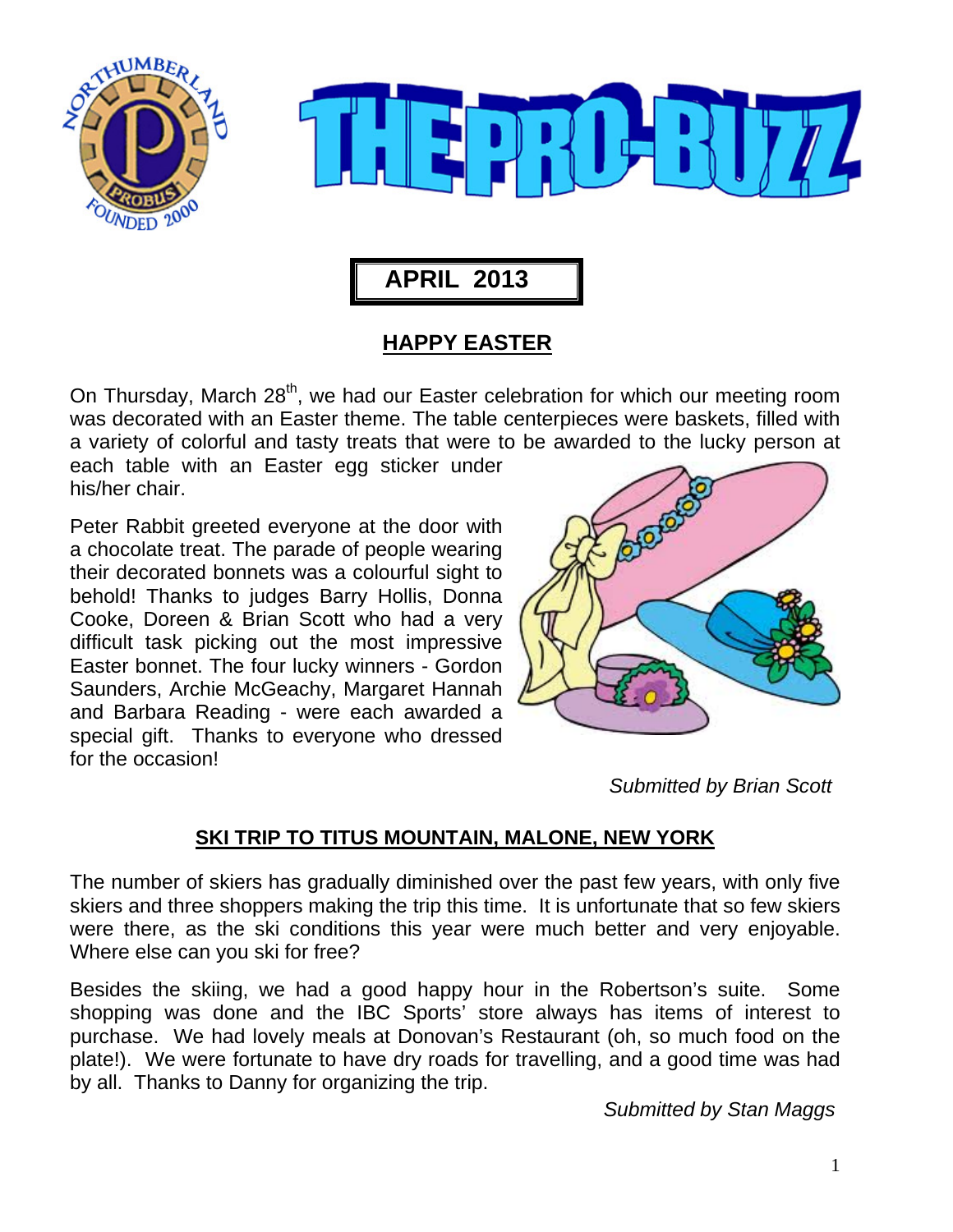# THE PRO-BUZZ

**APRIL 2013**

## HAPPY EASTER

On Thursday, March 28th, we had our Easter celebration for which our meeting room was decorated with an Easter theme. The table centerpieces were baskets, filled with a variety of colorful and tasty treats that were to be awarded to the lucky person at each table with an Easter egg sticker under his/her chair.

Peter Rabbit greeted everyone at the door with a chocolate treat. The parade of people wearing their decorated bonnets was a colourful sight to behold! Thanks to judges Barry Hollis, Donna Cooke, Doreen & Brian Scott who had a very difficult task picking out the most impressive Easter bonnet. The four lucky winners - Gordon Saunders, Archie McGeachy, Margaret Hannah and Barbara Reading - were each awarded a special gift. Thanks to everyone who dressed for the occasion!

*Submitted by Brian Scott*

## SKI TRIP TO TITUS MOUNTAIN, MALONE, NEW YORK

The number of skiers has gradually diminished over the past few years, with only five skiers and three shoppers making the trip this time. It is unfortunate that so few skiers were there, as the ski conditions this year were much better and very enjoyable. Where else can you ski for free?

Besides the skiing, we had a good happy hour in the Robertson's suite. Some shopping was done and the IBC Sports' store always has items of interest to purchase. We had lovely meals at Donovan's Restaurant (oh, so much food on the plate!). We were fortunate to have dry roads for travelling, and a good time was had by all. Thanks to Danny for organizing the trip.

*Submitted by Stan Maggs*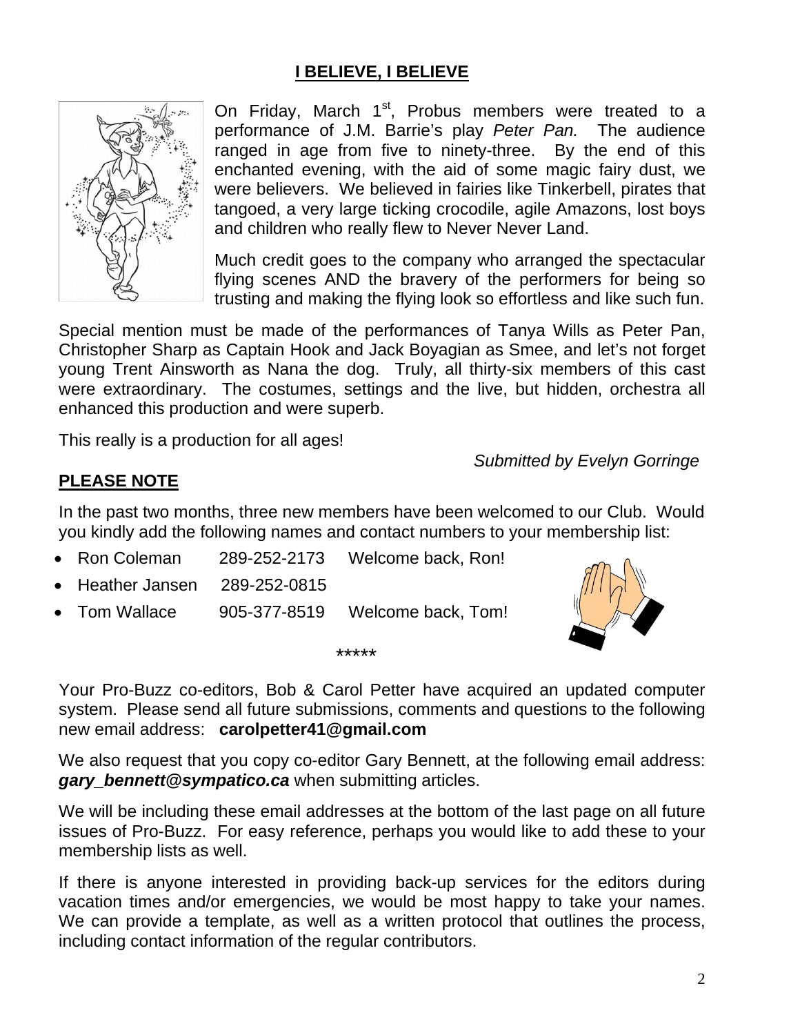# I BELIEVE, I BELIEVE

On Friday, March 1st, Probus members were treated to a performance of J.M. Barrie's play *Peter Pan.* The audience ranged in age from five to ninety-three. By the end of this enchanted evening, with the aid of some magic fairy dust, we were believers. We believed in fairies like Tinkerbell, pirates that tangoed, a very large ticking crocodile, agile Amazons, lost boys and children who really flew to Never Never Land.

Much credit goes to the company who arranged the spectacular flying scenes AND the bravery of the performers for being so trusting and making the flying look so effortless and like such fun.

Special mention must be made of the performances of Tanya Wills as Peter Pan, Christopher Sharp as Captain Hook and Jack Boyagian as Smee, and let's not forget young Trent Ainsworth as Nana the dog. Truly, all thirty-six members of this cast were extraordinary. The costumes, settings and the live, but hidden, orchestra all enhanced this production and were superb.

This really is a production for all ages!

*Submitted by Evelyn Gorringe*

## PLEASE NOTE

In the past two months, three new members have been welcomed to our Club. Would you kindly add the following names and contact numbers to your membership list:

- Ron Coleman 289-252-2173 Welcome back, Ron!
- Heather Jansen 289-252-0815
- Tom Wallace 905-377-8519 Welcome back, Tom!

*****

Your Pro-Buzz co-editors, Bob & Carol Petter have acquired an updated computer system. Please send all future submissions, comments and questions to the following new email address: **carolpetter41@gmail.com**

We also request that you copy co-editor Gary Bennett, at the following email address: ***gary_bennett@sympatico.ca*** when submitting articles.

We will be including these email addresses at the bottom of the last page on all future issues of Pro-Buzz. For easy reference, perhaps you would like to add these to your membership lists as well.

If there is anyone interested in providing back-up services for the editors during vacation times and/or emergencies, we would be most happy to take your names. We can provide a template, as well as a written protocol that outlines the process, including contact information of the regular contributors.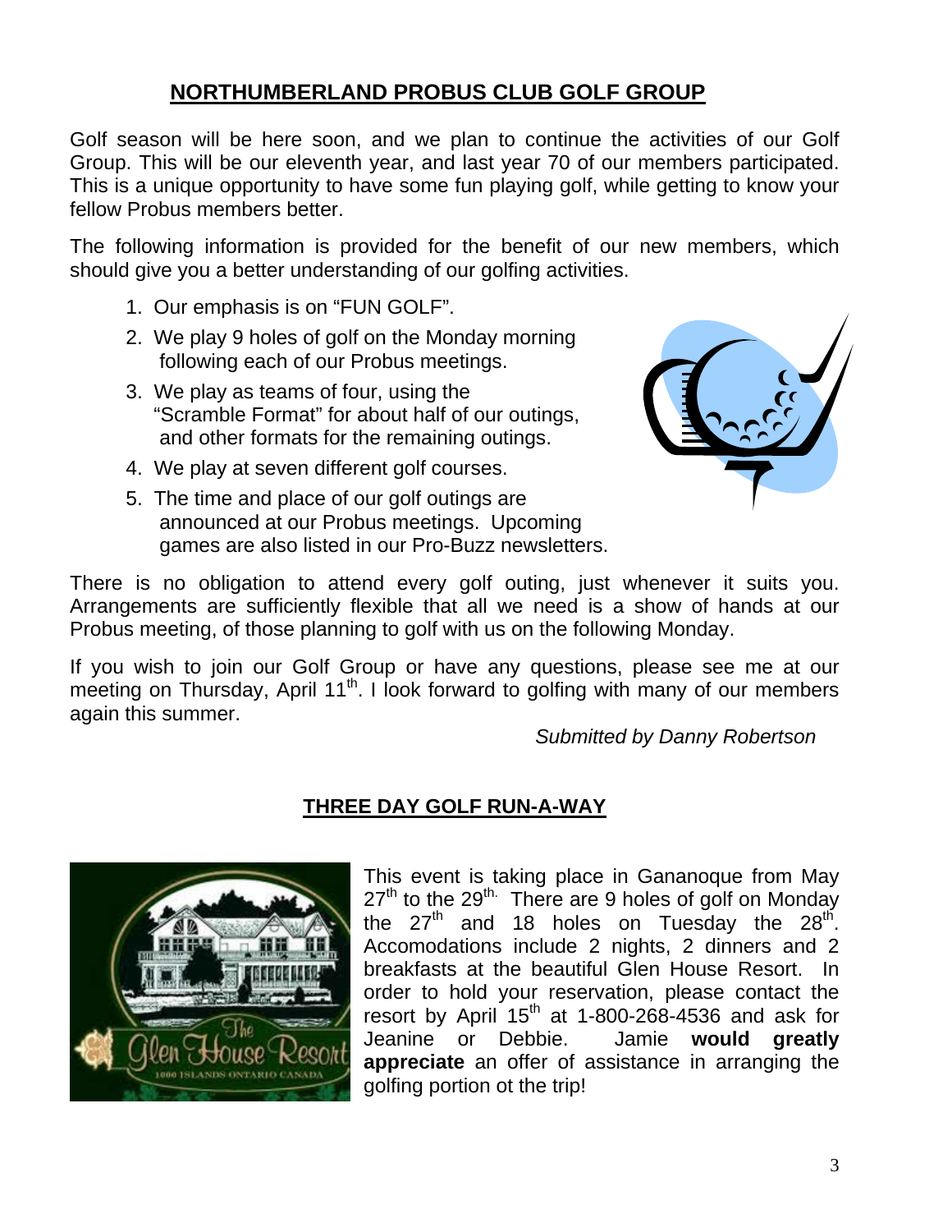## NORTHUMBERLAND PROBUS CLUB GOLF GROUP

Golf season will be here soon, and we plan to continue the activities of our Golf Group. This will be our eleventh year, and last year 70 of our members participated. This is a unique opportunity to have some fun playing golf, while getting to know your fellow Probus members better.

The following information is provided for the benefit of our new members, which should give you a better understanding of our golfing activities.

1. Our emphasis is on "FUN GOLF".
2. We play 9 holes of golf on the Monday morning following each of our Probus meetings.
3. We play as teams of four, using the "Scramble Format" for about half of our outings, and other formats for the remaining outings.
4. We play at seven different golf courses.
5. The time and place of our golf outings are announced at our Probus meetings. Upcoming games are also listed in our Pro-Buzz newsletters.

There is no obligation to attend every golf outing, just whenever it suits you. Arrangements are sufficiently flexible that all we need is a show of hands at our Probus meeting, of those planning to golf with us on the following Monday.

If you wish to join our Golf Group or have any questions, please see me at our meeting on Thursday, April 11th. I look forward to golfing with many of our members again this summer.

*Submitted by Danny Robertson*

## THREE DAY GOLF RUN-A-WAY

This event is taking place in Gananoque from May 27th to the 29th. There are 9 holes of golf on Monday the 27th and 18 holes on Tuesday the 28th. Accomodations include 2 nights, 2 dinners and 2 breakfasts at the beautiful Glen House Resort. In order to hold your reservation, please contact the resort by April 15th at 1-800-268-4536 and ask for Jeanine or Debbie. Jamie **would greatly appreciate** an offer of assistance in arranging the golfing portion ot the trip!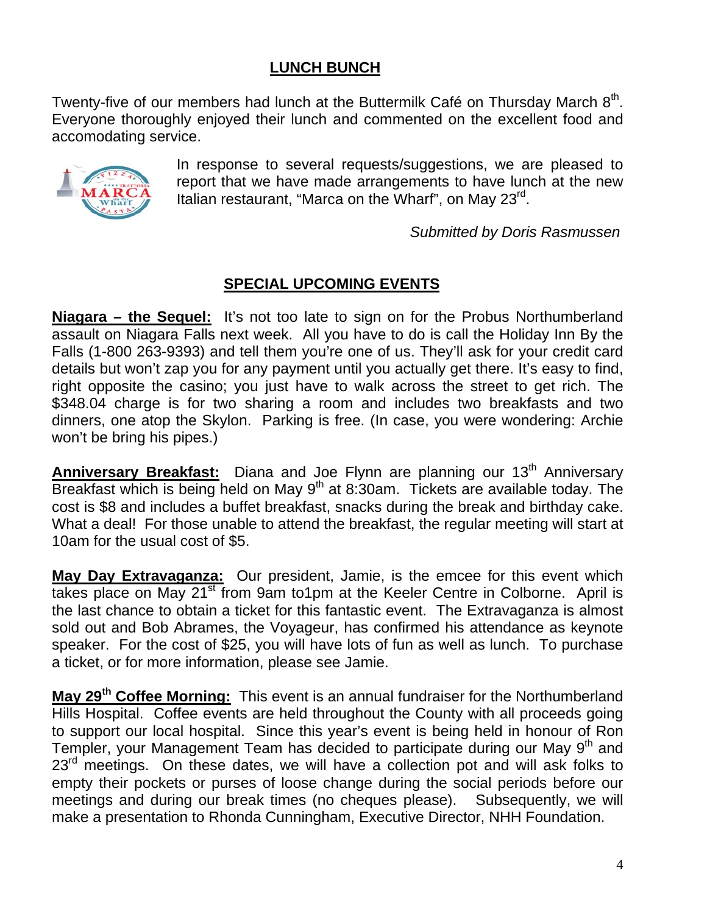## LUNCH BUNCH

Twenty-five of our members had lunch at the Buttermilk Café on Thursday March 8th. Everyone thoroughly enjoyed their lunch and commented on the excellent food and accomodating service.

In response to several requests/suggestions, we are pleased to report that we have made arrangements to have lunch at the new Italian restaurant, "Marca on the Wharf", on May 23rd.

*Submitted by Doris Rasmussen*

## SPECIAL UPCOMING EVENTS

**Niagara – the Sequel:** It's not too late to sign on for the Probus Northumberland assault on Niagara Falls next week. All you have to do is call the Holiday Inn By the Falls (1-800 263-9393) and tell them you're one of us. They'll ask for your credit card details but won't zap you for any payment until you actually get there. It's easy to find, right opposite the casino; you just have to walk across the street to get rich. The $348.04 charge is for two sharing a room and includes two breakfasts and two dinners, one atop the Skylon. Parking is free. (In case, you were wondering: Archie won't be bring his pipes.)

**Anniversary Breakfast:** Diana and Joe Flynn are planning our 13th Anniversary Breakfast which is being held on May 9th at 8:30am. Tickets are available today. The cost is $8 and includes a buffet breakfast, snacks during the break and birthday cake. What a deal! For those unable to attend the breakfast, the regular meeting will start at 10am for the usual cost of $5.

**May Day Extravaganza:** Our president, Jamie, is the emcee for this event which takes place on May 21st from 9am to1pm at the Keeler Centre in Colborne. April is the last chance to obtain a ticket for this fantastic event. The Extravaganza is almost sold out and Bob Abrames, the Voyageur, has confirmed his attendance as keynote speaker. For the cost of $25, you will have lots of fun as well as lunch. To purchase a ticket, or for more information, please see Jamie.

**May 29th Coffee Morning:** This event is an annual fundraiser for the Northumberland Hills Hospital. Coffee events are held throughout the County with all proceeds going to support our local hospital. Since this year's event is being held in honour of Ron Templer, your Management Team has decided to participate during our May 9th and 23rd meetings. On these dates, we will have a collection pot and will ask folks to empty their pockets or purses of loose change during the social periods before our meetings and during our break times (no cheques please). Subsequently, we will make a presentation to Rhonda Cunningham, Executive Director, NHH Foundation.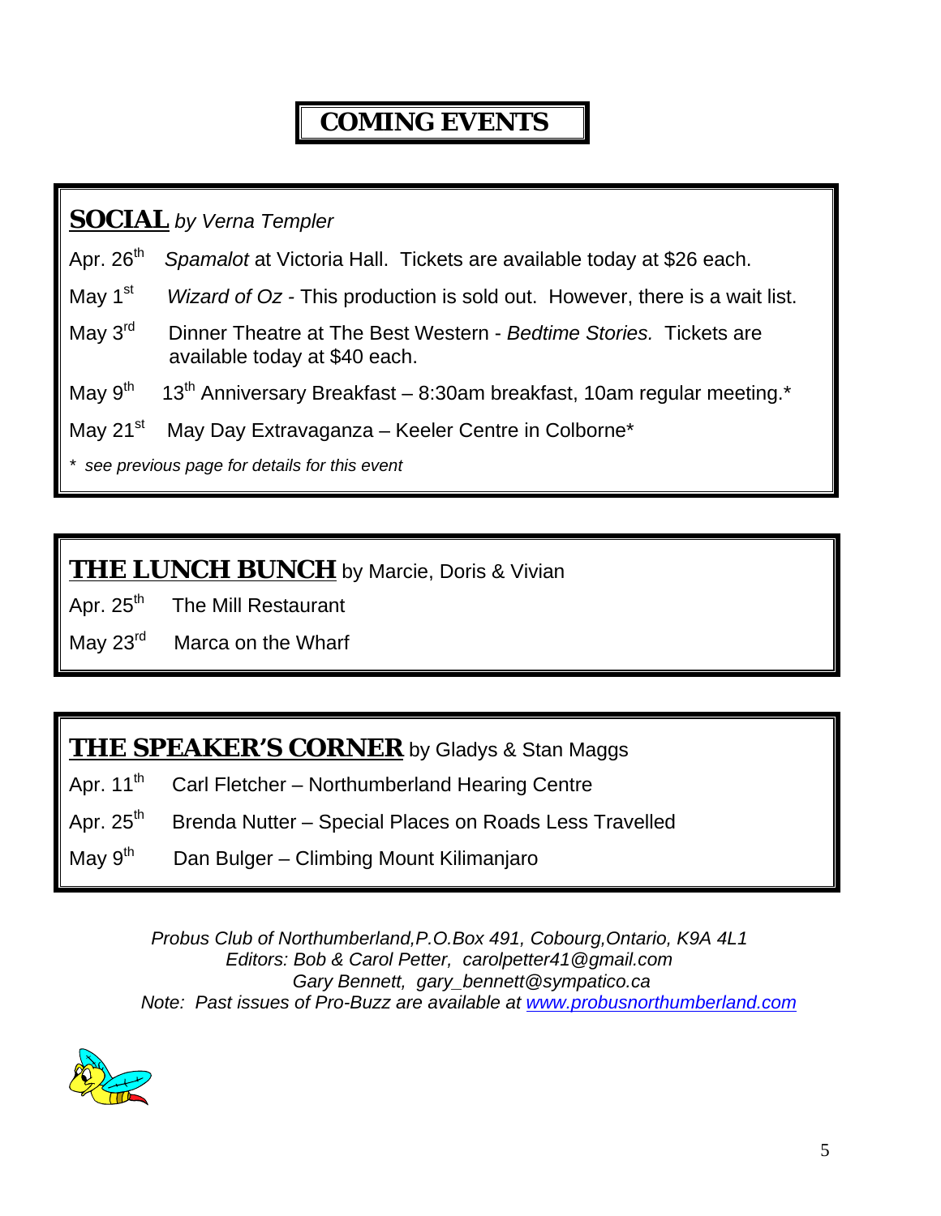# COMING EVENTS

## SOCIAL *by Verna Templer*

Apr. 26th *Spamalot* at Victoria Hall. Tickets are available today at $26 each.

May 1st *Wizard of Oz* - This production is sold out. However, there is a wait list.

May 3rd Dinner Theatre at The Best Western - *Bedtime Stories.* Tickets are available today at $40 each.

May 9th 13th Anniversary Breakfast – 8:30am breakfast, 10am regular meeting.*

May 21st May Day Extravaganza – Keeler Centre in Colborne*

*\* see previous page for details for this event*

## THE LUNCH BUNCH by Marcie, Doris & Vivian

Apr. 25th The Mill Restaurant

May 23rd Marca on the Wharf

## THE SPEAKER'S CORNER by Gladys & Stan Maggs

Apr. 11th Carl Fletcher – Northumberland Hearing Centre

Apr. 25th Brenda Nutter – Special Places on Roads Less Travelled

May 9th Dan Bulger – Climbing Mount Kilimanjaro

*Probus Club of Northumberland,P.O.Box 491, Cobourg,Ontario, K9A 4L1*
*Editors: Bob & Carol Petter, carolpetter41@gmail.com*
*Gary Bennett, gary_bennett@sympatico.ca*
*Note: Past issues of Pro-Buzz are available at [www.probusnorthumberland.com](http://www.probusnorthumberland.com)*